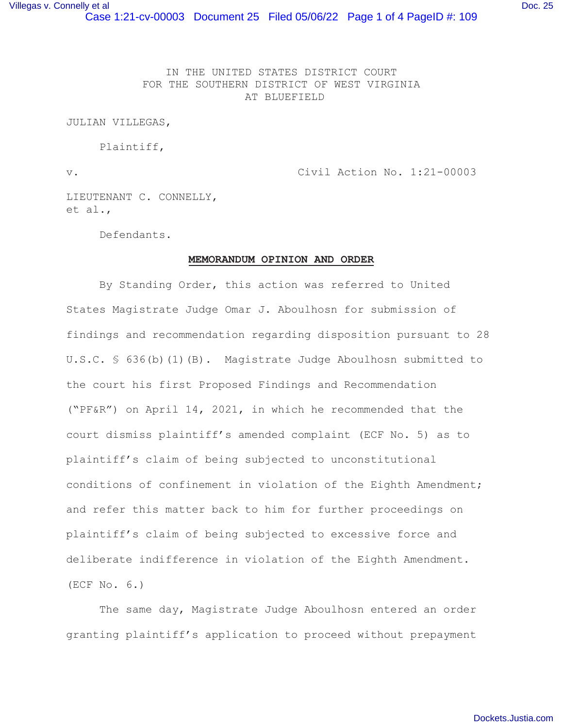IN THE UNITED STATES DISTRICT COURT
FOR THE SOUTHERN DISTRICT OF WEST VIRGINIA
AT BLUEFIELD

JULIAN VILLEGAS,

Plaintiff,

v. Civil Action No. 1:21-00003

LIEUTENANT C. CONNELLY,
et al.,

Defendants.

**MEMORANDUM OPINION AND ORDER**

By Standing Order, this action was referred to United States Magistrate Judge Omar J. Aboulhosn for submission of findings and recommendation regarding disposition pursuant to 28 U.S.C. § 636(b)(1)(B). Magistrate Judge Aboulhosn submitted to the court his first Proposed Findings and Recommendation ("PF&R") on April 14, 2021, in which he recommended that the court dismiss plaintiff's amended complaint (ECF No. 5) as to plaintiff's claim of being subjected to unconstitutional conditions of confinement in violation of the Eighth Amendment; and refer this matter back to him for further proceedings on plaintiff's claim of being subjected to excessive force and deliberate indifference in violation of the Eighth Amendment. (ECF No. 6.)

The same day, Magistrate Judge Aboulhosn entered an order granting plaintiff's application to proceed without prepayment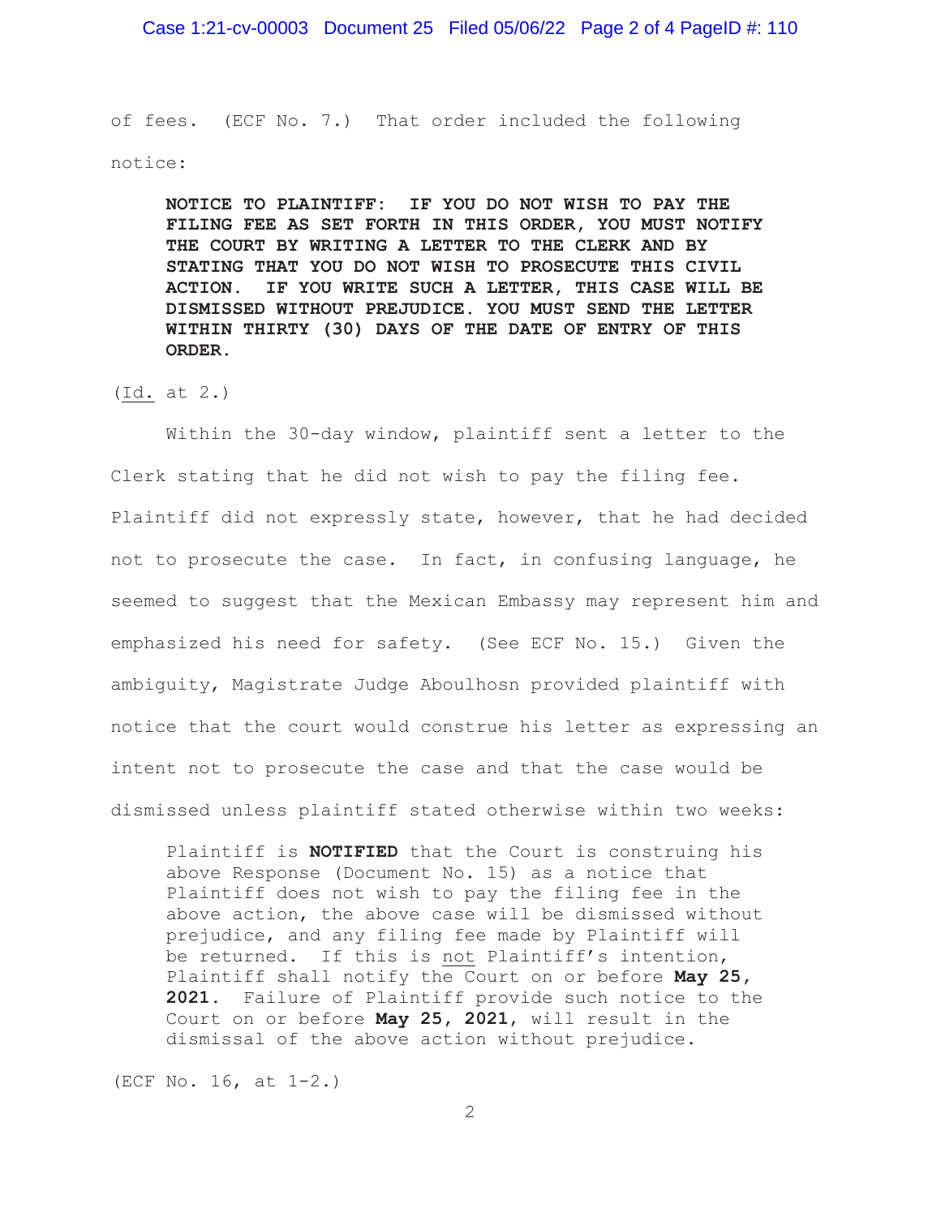of fees. (ECF No. 7.) That order included the following notice:

> **NOTICE TO PLAINTIFF: IF YOU DO NOT WISH TO PAY THE FILING FEE AS SET FORTH IN THIS ORDER, YOU MUST NOTIFY THE COURT BY WRITING A LETTER TO THE CLERK AND BY STATING THAT YOU DO NOT WISH TO PROSECUTE THIS CIVIL ACTION. IF YOU WRITE SUCH A LETTER, THIS CASE WILL BE DISMISSED WITHOUT PREJUDICE. YOU MUST SEND THE LETTER WITHIN THIRTY (30) DAYS OF THE DATE OF ENTRY OF THIS ORDER.**

(Id. at 2.)

Within the 30-day window, plaintiff sent a letter to the Clerk stating that he did not wish to pay the filing fee. Plaintiff did not expressly state, however, that he had decided not to prosecute the case. In fact, in confusing language, he seemed to suggest that the Mexican Embassy may represent him and emphasized his need for safety. (See ECF No. 15.) Given the ambiguity, Magistrate Judge Aboulhosn provided plaintiff with notice that the court would construe his letter as expressing an intent not to prosecute the case and that the case would be dismissed unless plaintiff stated otherwise within two weeks:

> Plaintiff is **NOTIFIED** that the Court is construing his above Response (Document No. 15) as a notice that Plaintiff does not wish to pay the filing fee in the above action, the above case will be dismissed without prejudice, and any filing fee made by Plaintiff will be returned. If this is not Plaintiff's intention, Plaintiff shall notify the Court on or before **May 25, 2021**. Failure of Plaintiff provide such notice to the Court on or before **May 25, 2021**, will result in the dismissal of the above action without prejudice.

(ECF No. 16, at 1-2.)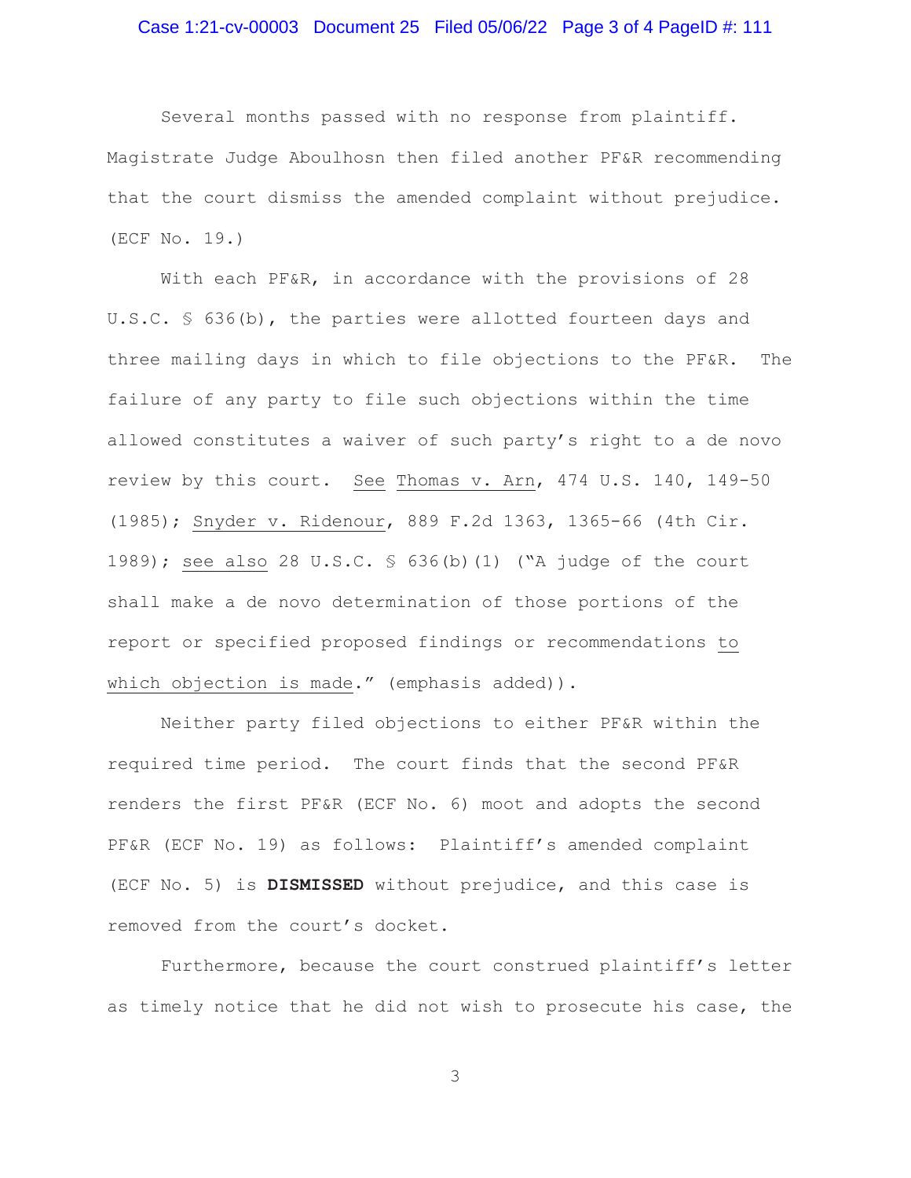Several months passed with no response from plaintiff. Magistrate Judge Aboulhosn then filed another PF&R recommending that the court dismiss the amended complaint without prejudice. (ECF No. 19.)

With each PF&R, in accordance with the provisions of 28 U.S.C. § 636(b), the parties were allotted fourteen days and three mailing days in which to file objections to the PF&R. The failure of any party to file such objections within the time allowed constitutes a waiver of such party's right to a de novo review by this court. *See* *Thomas v. Arn*, 474 U.S. 140, 149-50 (1985); *Snyder v. Ridenour*, 889 F.2d 1363, 1365-66 (4th Cir. 1989); *see also* 28 U.S.C. § 636(b)(1) ("A judge of the court shall make a de novo determination of those portions of the report or specified proposed findings or recommendations *to which objection is made*." (emphasis added)).

Neither party filed objections to either PF&R within the required time period. The court finds that the second PF&R renders the first PF&R (ECF No. 6) moot and adopts the second PF&R (ECF No. 19) as follows: Plaintiff's amended complaint (ECF No. 5) is **DISMISSED** without prejudice, and this case is removed from the court's docket.

Furthermore, because the court construed plaintiff's letter as timely notice that he did not wish to prosecute his case, the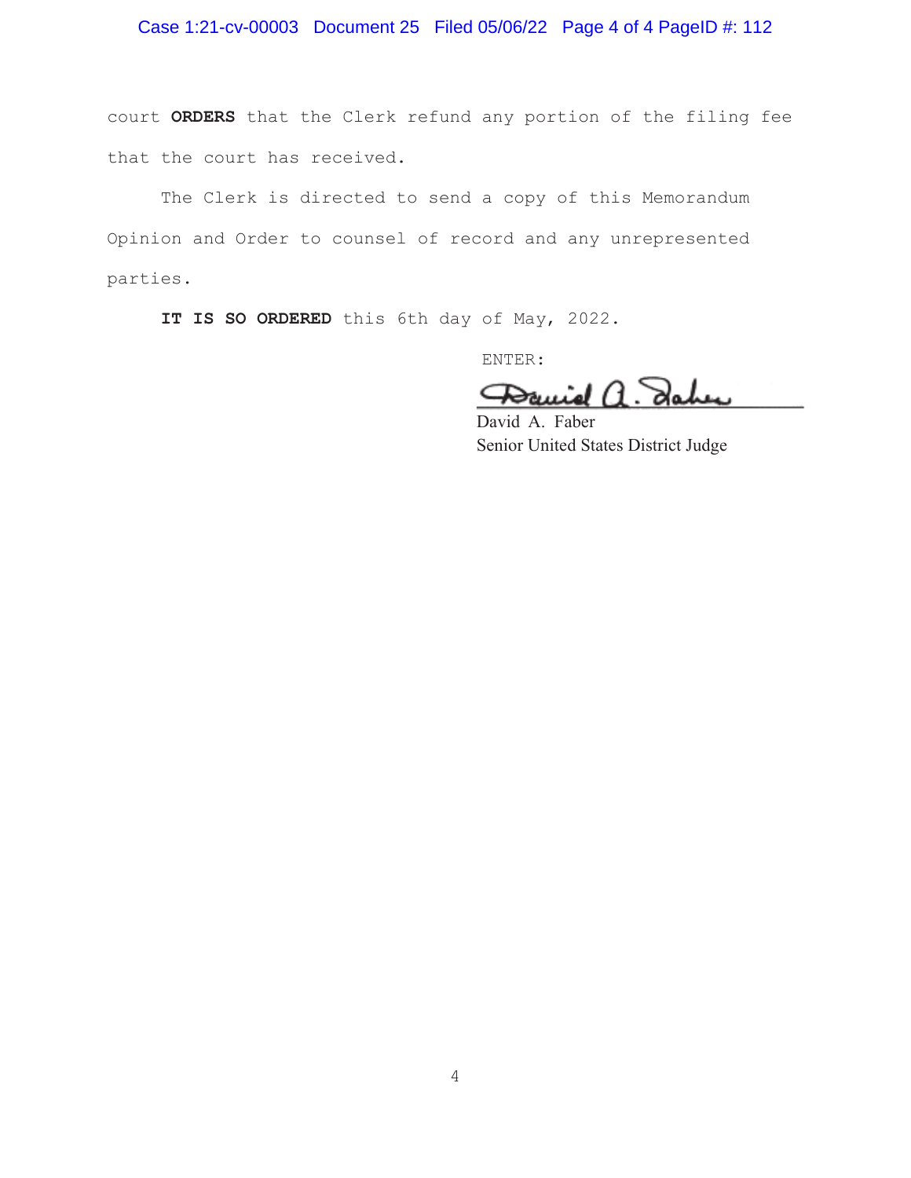court **ORDERS** that the Clerk refund any portion of the filing fee that the court has received.

The Clerk is directed to send a copy of this Memorandum Opinion and Order to counsel of record and any unrepresented parties.

**IT IS SO ORDERED** this 6th day of May, 2022.

ENTER:

David A. Faber
Senior United States District Judge